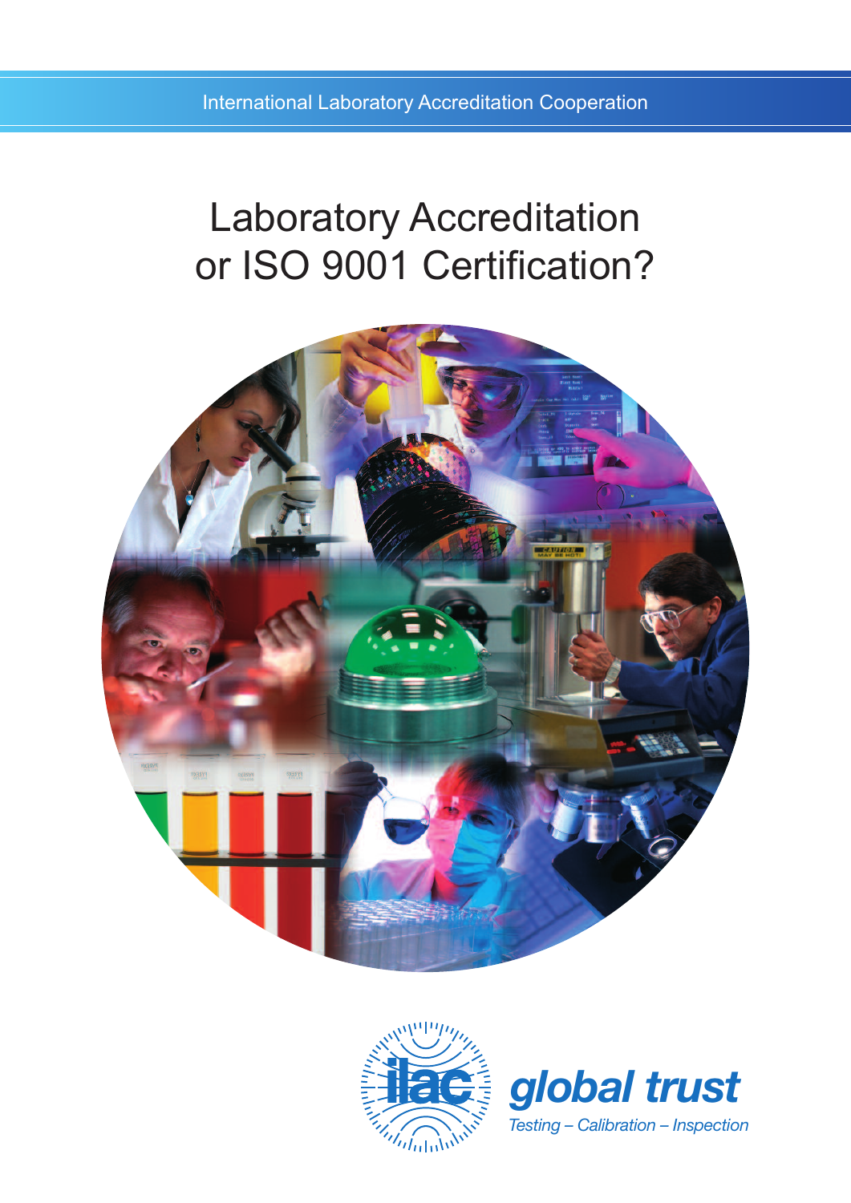International Laboratory Accreditation Cooperation

# Laboratory Accreditation or ISO 9001 Certification?

ilac

**global trust**

*Testing – Calibration – Inspection*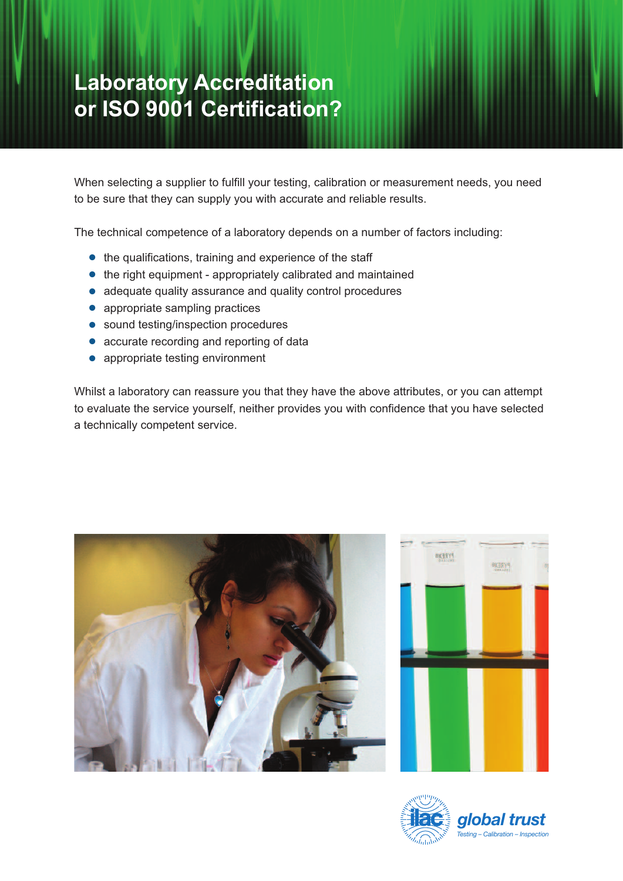# Laboratory Accreditation or ISO 9001 Certification?

When selecting a supplier to fulfill your testing, calibration or measurement needs, you need to be sure that they can supply you with accurate and reliable results.

The technical competence of a laboratory depends on a number of factors including:

- the qualifications, training and experience of the staff
- the right equipment - appropriately calibrated and maintained
- adequate quality assurance and quality control procedures
- appropriate sampling practices
- sound testing/inspection procedures
- accurate recording and reporting of data
- appropriate testing environment

Whilst a laboratory can reassure you that they have the above attributes, or you can attempt to evaluate the service yourself, neither provides you with confidence that you have selected a technically competent service.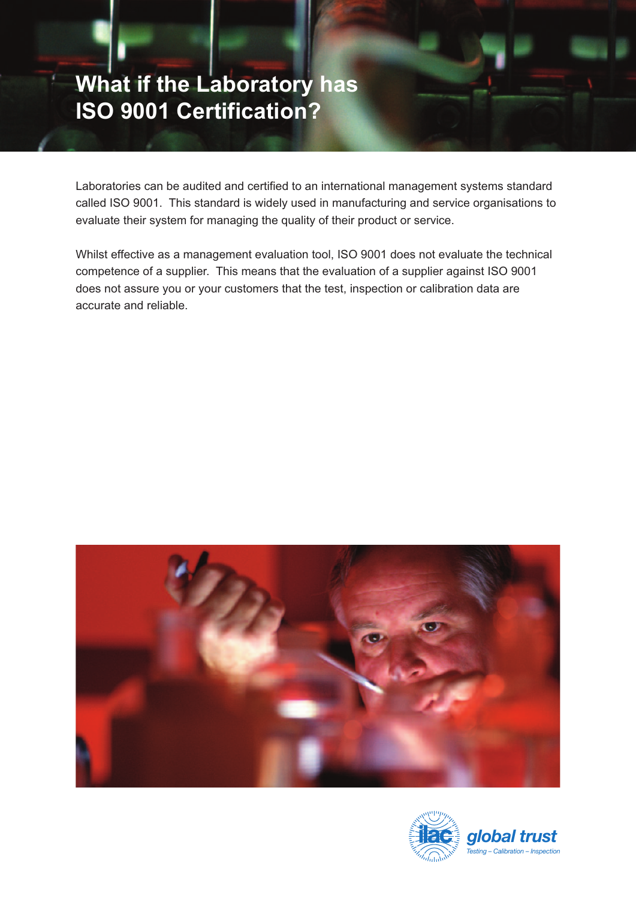# What if the Laboratory has ISO 9001 Certification?

Laboratories can be audited and certified to an international management systems standard called ISO 9001. This standard is widely used in manufacturing and service organisations to evaluate their system for managing the quality of their product or service.

Whilst effective as a management evaluation tool, ISO 9001 does not evaluate the technical competence of a supplier. This means that the evaluation of a supplier against ISO 9001 does not assure you or your customers that the test, inspection or calibration data are accurate and reliable.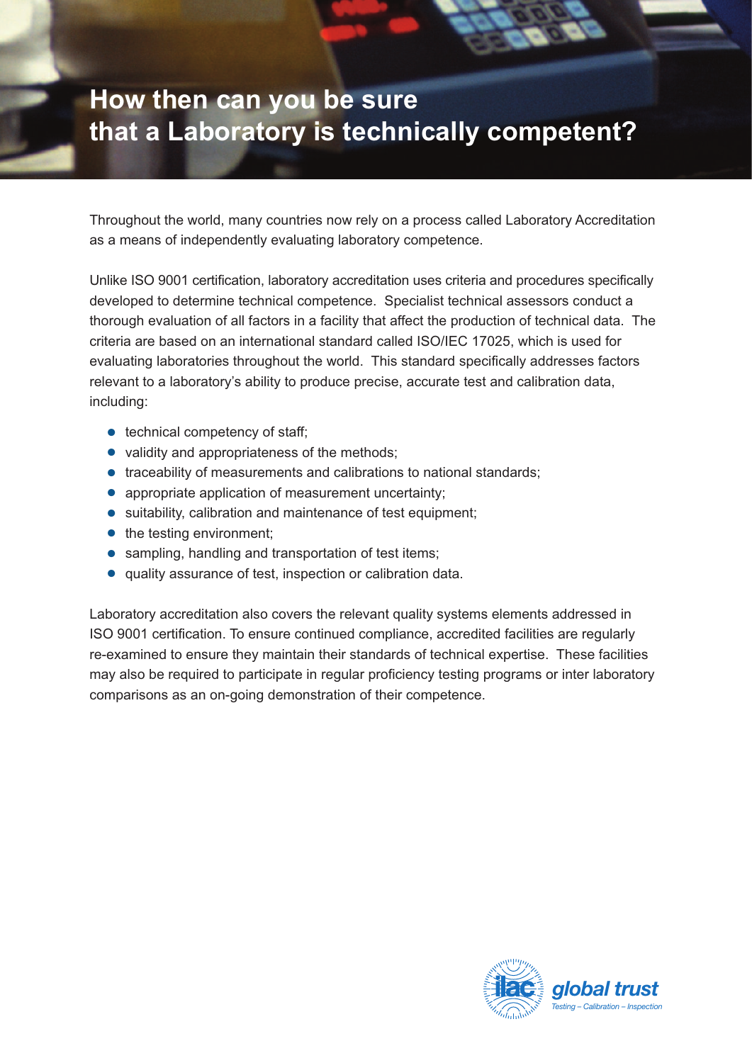# How then can you be sure that a Laboratory is technically competent?

Throughout the world, many countries now rely on a process called Laboratory Accreditation as a means of independently evaluating laboratory competence.

Unlike ISO 9001 certification, laboratory accreditation uses criteria and procedures specifically developed to determine technical competence. Specialist technical assessors conduct a thorough evaluation of all factors in a facility that affect the production of technical data. The criteria are based on an international standard called ISO/IEC 17025, which is used for evaluating laboratories throughout the world. This standard specifically addresses factors relevant to a laboratory's ability to produce precise, accurate test and calibration data, including:

- technical competency of staff;
- validity and appropriateness of the methods;
- traceability of measurements and calibrations to national standards;
- appropriate application of measurement uncertainty;
- suitability, calibration and maintenance of test equipment;
- the testing environment;
- sampling, handling and transportation of test items;
- quality assurance of test, inspection or calibration data.

Laboratory accreditation also covers the relevant quality systems elements addressed in ISO 9001 certification. To ensure continued compliance, accredited facilities are regularly re-examined to ensure they maintain their standards of technical expertise. These facilities may also be required to participate in regular proficiency testing programs or inter laboratory comparisons as an on-going demonstration of their competence.

ilac global trust
*Testing – Calibration – Inspection*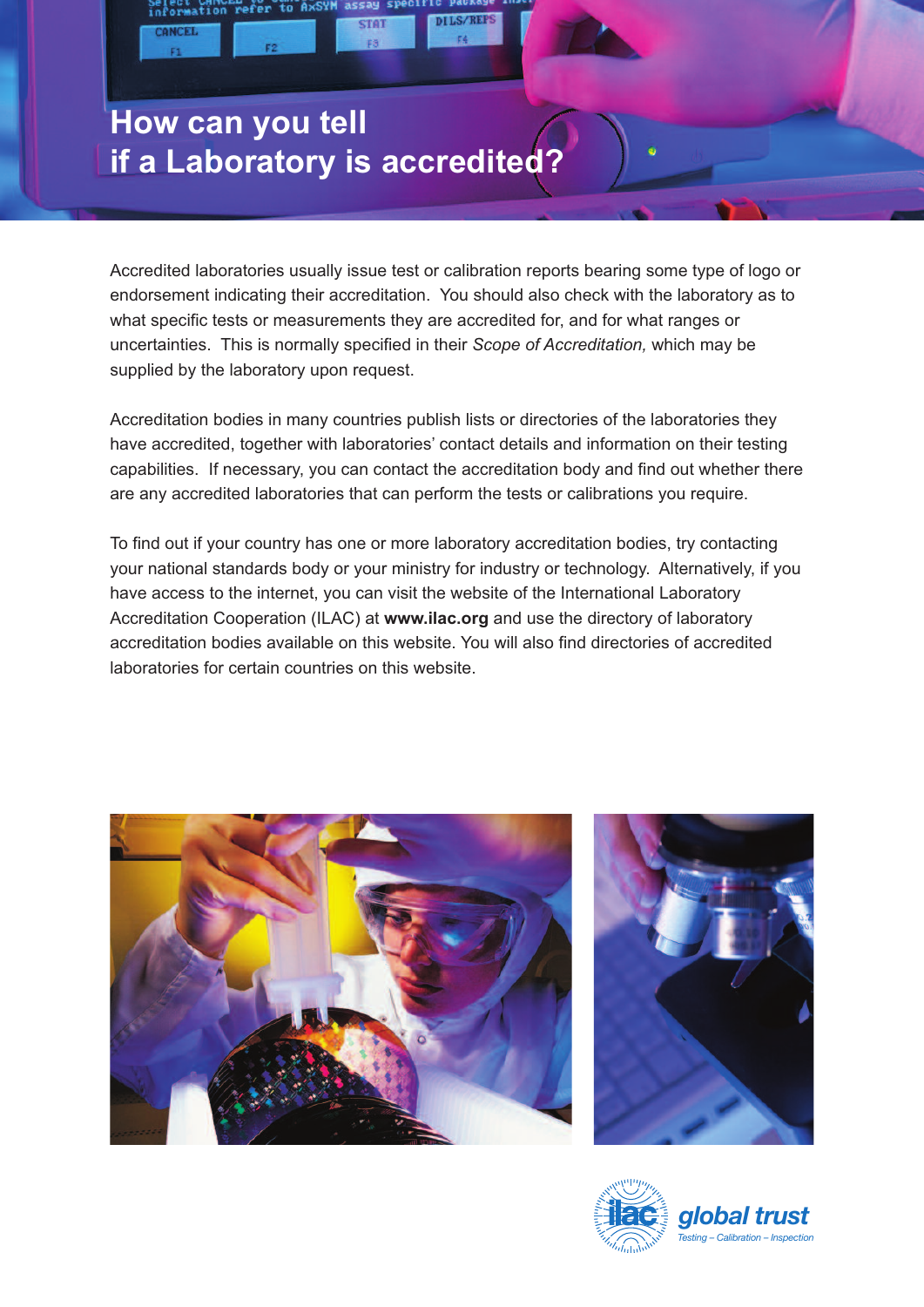# How can you tell if a Laboratory is accredited?

Accredited laboratories usually issue test or calibration reports bearing some type of logo or endorsement indicating their accreditation. You should also check with the laboratory as to what specific tests or measurements they are accredited for, and for what ranges or uncertainties. This is normally specified in their *Scope of Accreditation,* which may be supplied by the laboratory upon request.

Accreditation bodies in many countries publish lists or directories of the laboratories they have accredited, together with laboratories' contact details and information on their testing capabilities. If necessary, you can contact the accreditation body and find out whether there are any accredited laboratories that can perform the tests or calibrations you require.

To find out if your country has one or more laboratory accreditation bodies, try contacting your national standards body or your ministry for industry or technology. Alternatively, if you have access to the internet, you can visit the website of the International Laboratory Accreditation Cooperation (ILAC) at **www.ilac.org** and use the directory of laboratory accreditation bodies available on this website. You will also find directories of accredited laboratories for certain countries on this website.

ilac *global trust*
*Testing – Calibration – Inspection*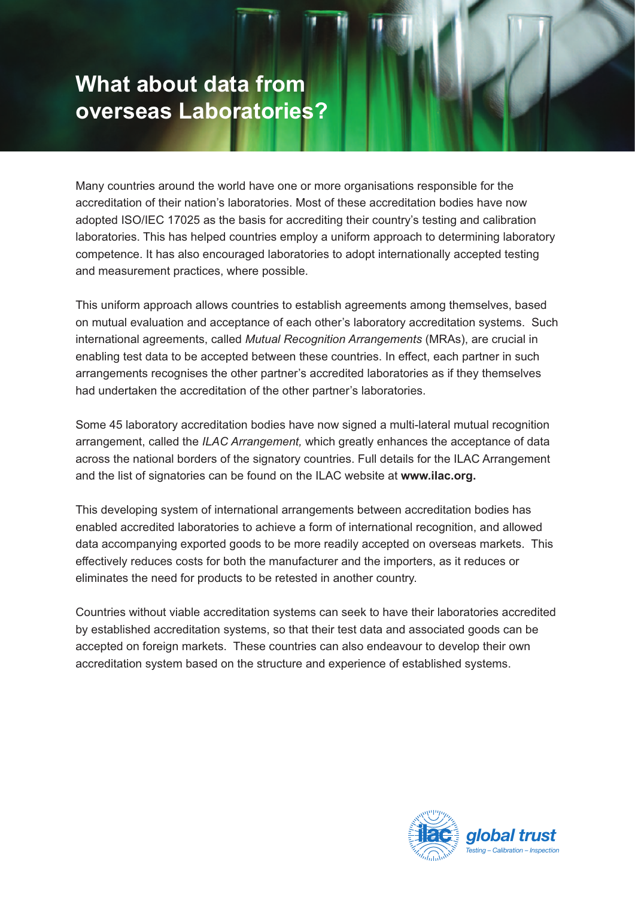# What about data from overseas Laboratories?

Many countries around the world have one or more organisations responsible for the accreditation of their nation's laboratories. Most of these accreditation bodies have now adopted ISO/IEC 17025 as the basis for accrediting their country's testing and calibration laboratories. This has helped countries employ a uniform approach to determining laboratory competence. It has also encouraged laboratories to adopt internationally accepted testing and measurement practices, where possible.

This uniform approach allows countries to establish agreements among themselves, based on mutual evaluation and acceptance of each other's laboratory accreditation systems. Such international agreements, called *Mutual Recognition Arrangements* (MRAs), are crucial in enabling test data to be accepted between these countries. In effect, each partner in such arrangements recognises the other partner's accredited laboratories as if they themselves had undertaken the accreditation of the other partner's laboratories.

Some 45 laboratory accreditation bodies have now signed a multi-lateral mutual recognition arrangement, called the *ILAC Arrangement,* which greatly enhances the acceptance of data across the national borders of the signatory countries. Full details for the ILAC Arrangement and the list of signatories can be found on the ILAC website at **www.ilac.org.**

This developing system of international arrangements between accreditation bodies has enabled accredited laboratories to achieve a form of international recognition, and allowed data accompanying exported goods to be more readily accepted on overseas markets. This effectively reduces costs for both the manufacturer and the importers, as it reduces or eliminates the need for products to be retested in another country.

Countries without viable accreditation systems can seek to have their laboratories accredited by established accreditation systems, so that their test data and associated goods can be accepted on foreign markets. These countries can also endeavour to develop their own accreditation system based on the structure and experience of established systems.

ilac **global trust**
*Testing – Calibration – Inspection*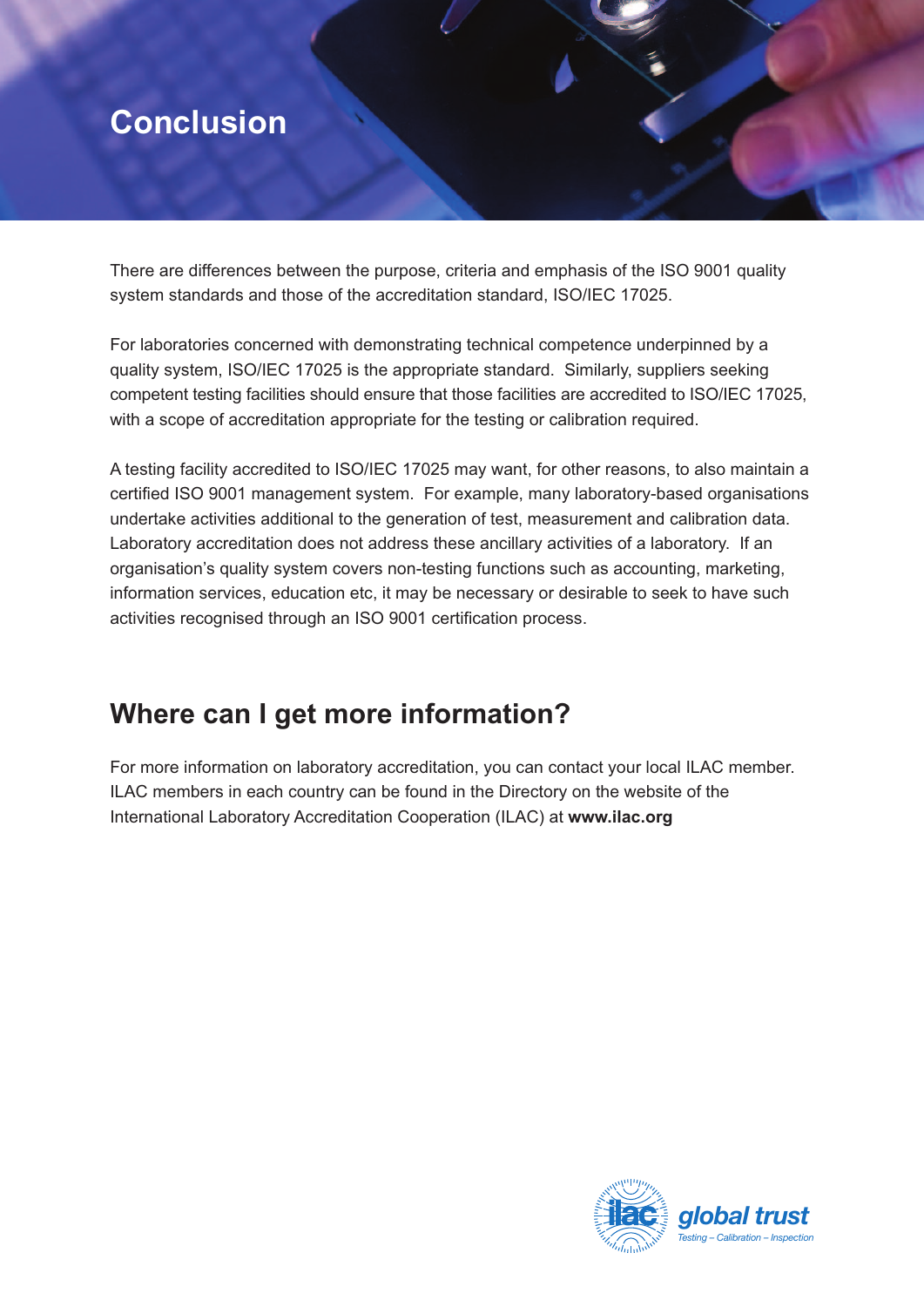# Conclusion

There are differences between the purpose, criteria and emphasis of the ISO 9001 quality system standards and those of the accreditation standard, ISO/IEC 17025.

For laboratories concerned with demonstrating technical competence underpinned by a quality system, ISO/IEC 17025 is the appropriate standard. Similarly, suppliers seeking competent testing facilities should ensure that those facilities are accredited to ISO/IEC 17025, with a scope of accreditation appropriate for the testing or calibration required.

A testing facility accredited to ISO/IEC 17025 may want, for other reasons, to also maintain a certified ISO 9001 management system. For example, many laboratory-based organisations undertake activities additional to the generation of test, measurement and calibration data. Laboratory accreditation does not address these ancillary activities of a laboratory. If an organisation's quality system covers non-testing functions such as accounting, marketing, information services, education etc, it may be necessary or desirable to seek to have such activities recognised through an ISO 9001 certification process.

## Where can I get more information?

For more information on laboratory accreditation, you can contact your local ILAC member. ILAC members in each country can be found in the Directory on the website of the International Laboratory Accreditation Cooperation (ILAC) at **www.ilac.org**

ilac *global trust*
*Testing – Calibration – Inspection*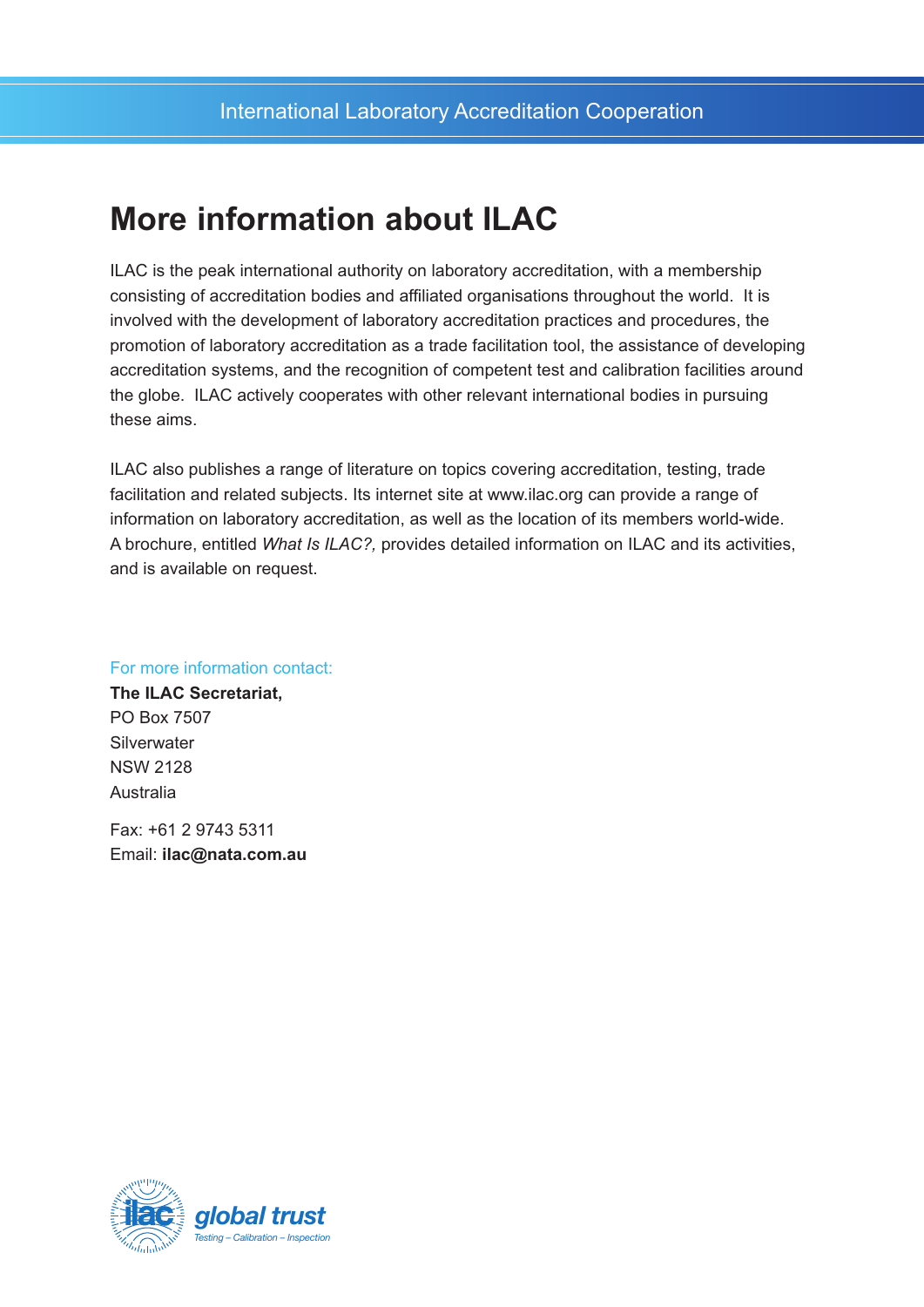# More information about ILAC

ILAC is the peak international authority on laboratory accreditation, with a membership consisting of accreditation bodies and affiliated organisations throughout the world. It is involved with the development of laboratory accreditation practices and procedures, the promotion of laboratory accreditation as a trade facilitation tool, the assistance of developing accreditation systems, and the recognition of competent test and calibration facilities around the globe. ILAC actively cooperates with other relevant international bodies in pursuing these aims.

ILAC also publishes a range of literature on topics covering accreditation, testing, trade facilitation and related subjects. Its internet site at www.ilac.org can provide a range of information on laboratory accreditation, as well as the location of its members world-wide. A brochure, entitled *What Is ILAC?,* provides detailed information on ILAC and its activities, and is available on request.

For more information contact:

**The ILAC Secretariat,**
PO Box 7507
Silverwater
NSW 2128
Australia

Fax: +61 2 9743 5311
Email: **ilac@nata.com.au**

ilac global trust
Testing – Calibration – Inspection